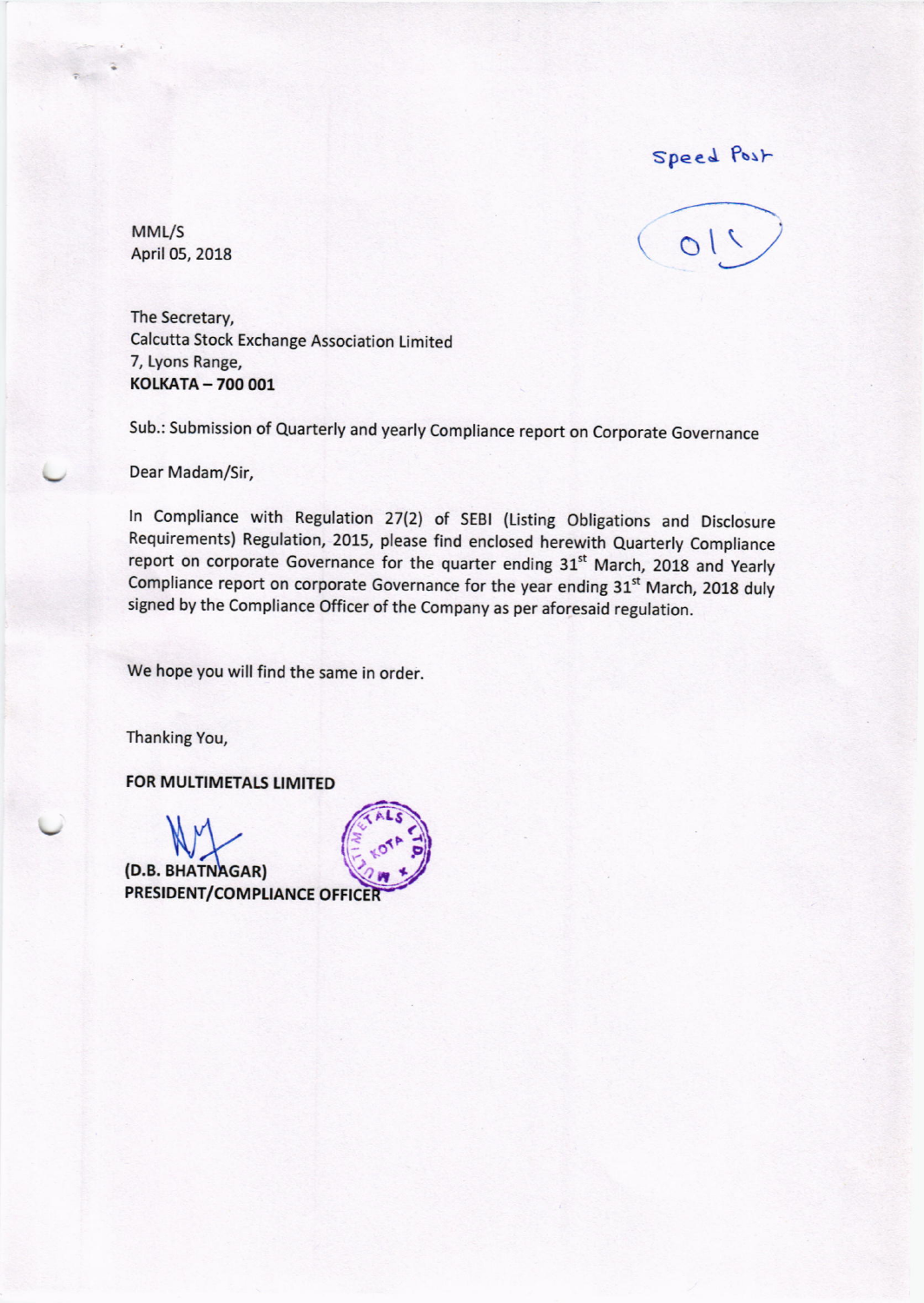Speed Post

011

MML/S
April 05, 2018

The Secretary,
Calcutta Stock Exchange Association Limited
7, Lyons Range,
**KOLKATA – 700 001**

Sub.: Submission of Quarterly and yearly Compliance report on Corporate Governance

Dear Madam/Sir,

In Compliance with Regulation 27(2) of SEBI (Listing Obligations and Disclosure Requirements) Regulation, 2015, please find enclosed herewith Quarterly Compliance report on corporate Governance for the quarter ending 31st March, 2018 and Yearly Compliance report on corporate Governance for the year ending 31st March, 2018 duly signed by the Compliance Officer of the Company as per aforesaid regulation.

We hope you will find the same in order.

Thanking You,

**FOR MULTIMETALS LIMITED**

**(D.B. BHATNAGAR)**
**PRESIDENT/COMPLIANCE OFFICER**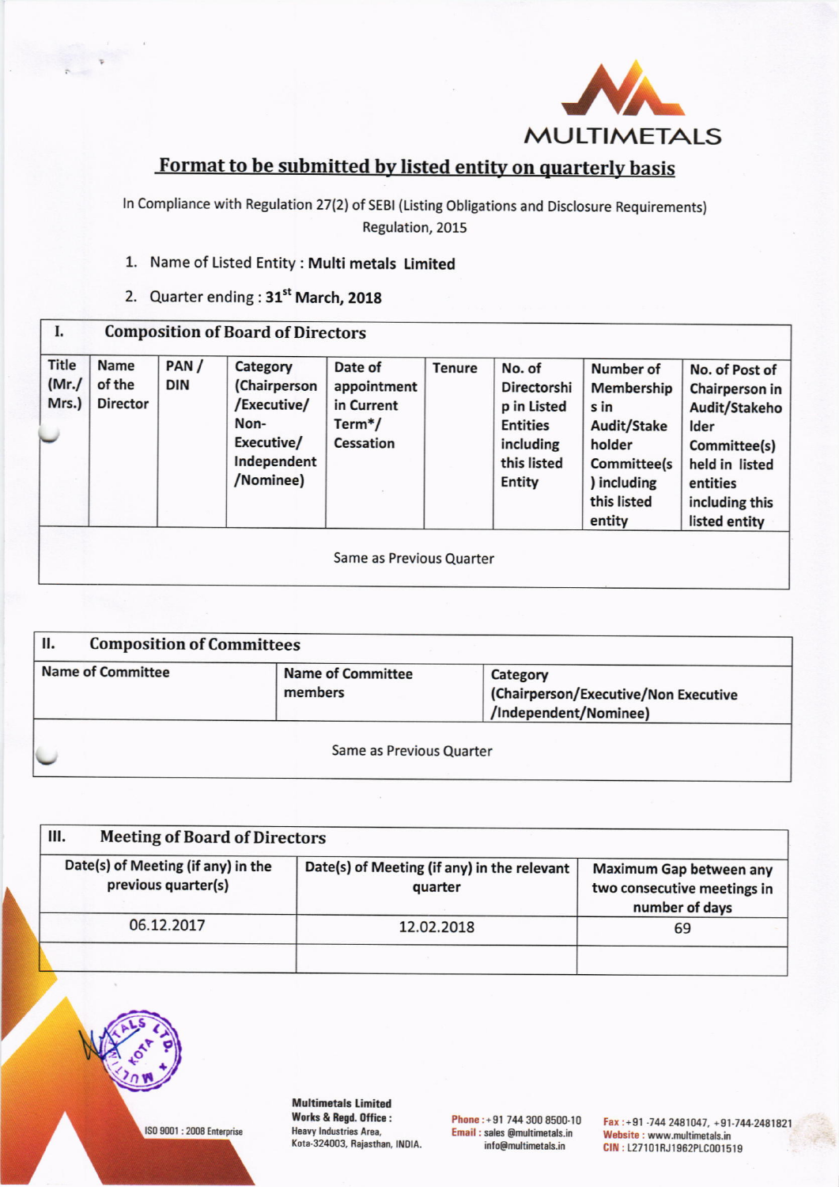MULTIMETALS

## Format to be submitted by listed entity on quarterly basis

In Compliance with Regulation 27(2) of SEBI (Listing Obligations and Disclosure Requirements) Regulation, 2015

1. Name of Listed Entity : **Multi metals Limited**
2. Quarter ending : **31st March, 2018**

### I. Composition of Board of Directors

| Title (Mr./ Mrs.) | Name of the Director | PAN / DIN | Category (Chairperson /Executive/ Non-Executive/ Independent /Nominee) | Date of appointment in Current Term*/ Cessation | Tenure | No. of Directorship in Listed Entities including this listed Entity | Number of Memberships in Audit/Stake holder Committee(s) including this listed entity | No. of Post of Chairperson in Audit/Stakeholder Committee(s) held in listed entities including this listed entity |
|---|---|---|---|---|---|---|---|---|
| Same as Previous Quarter | | | | | | | | |

### II. Composition of Committees

| Name of Committee | Name of Committee members | Category (Chairperson/Executive/Non Executive /Independent/Nominee) |
|---|---|---|
| Same as Previous Quarter | | |

### III. Meeting of Board of Directors

| Date(s) of Meeting (if any) in the previous quarter(s) | Date(s) of Meeting (if any) in the relevant quarter | Maximum Gap between any two consecutive meetings in number of days |
|---|---|---|
| 06.12.2017 | 12.02.2018 | 69 |
| | | |

ISO 9001 : 2008 Enterprise

**Multimetals Limited**
**Works & Regd. Office :**
Heavy Industries Area,
Kota-324003, Rajasthan, INDIA.

Phone : +91 744 300 8500-10
Email : sales @multimetals.in
info@multimetals.in

Fax : +91 -744 2481047, +91-744-2481821
Website : www.multimetals.in
CIN : L27101RJ1962PLC001519